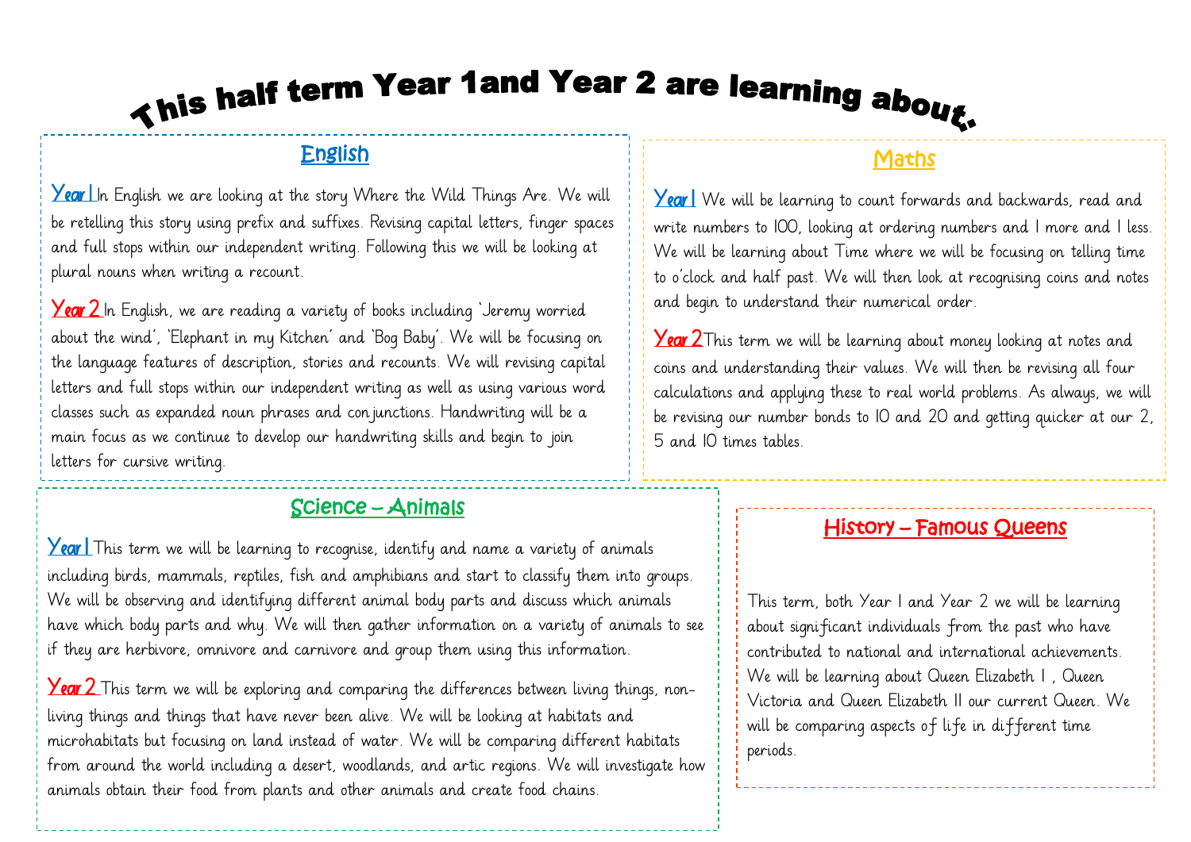# This half term Year 1and Year 2 are learning about.

## English

**Year 1** In English we are looking at the story Where the Wild Things Are. We will be retelling this story using prefix and suffixes. Revising capital letters, finger spaces and full stops within our independent writing. Following this we will be looking at plural nouns when writing a recount.

**Year 2** In English, we are reading a variety of books including 'Jeremy worried about the wind', 'Elephant in my Kitchen' and 'Bog Baby'. We will be focusing on the language features of description, stories and recounts. We will revising capital letters and full stops within our independent writing as well as using various word classes such as expanded noun phrases and conjunctions. Handwriting will be a main focus as we continue to develop our handwriting skills and begin to join letters for cursive writing.

## Maths

**Year 1** We will be learning to count forwards and backwards, read and write numbers to 100, looking at ordering numbers and 1 more and 1 less. We will be learning about Time where we will be focusing on telling time to o'clock and half past. We will then look at recognising coins and notes and begin to understand their numerical order.

**Year 2** This term we will be learning about money looking at notes and coins and understanding their values. We will then be revising all four calculations and applying these to real world problems. As always, we will be revising our number bonds to 10 and 20 and getting quicker at our 2, 5 and 10 times tables.

## Science – Animals

**Year 1** This term we will be learning to recognise, identify and name a variety of animals including birds, mammals, reptiles, fish and amphibians and start to classify them into groups. We will be observing and identifying different animal body parts and discuss which animals have which body parts and why. We will then gather information on a variety of animals to see if they are herbivore, omnivore and carnivore and group them using this information.

**Year 2** This term we will be exploring and comparing the differences between living things, non-living things and things that have never been alive. We will be looking at habitats and microhabitats but focusing on land instead of water. We will be comparing different habitats from around the world including a desert, woodlands, and artic regions. We will investigate how animals obtain their food from plants and other animals and create food chains.

## History – Famous Queens

This term, both Year 1 and Year 2 we will be learning about significant individuals from the past who have contributed to national and international achievements. We will be learning about Queen Elizabeth I , Queen Victoria and Queen Elizabeth II our current Queen. We will be comparing aspects of life in different time periods.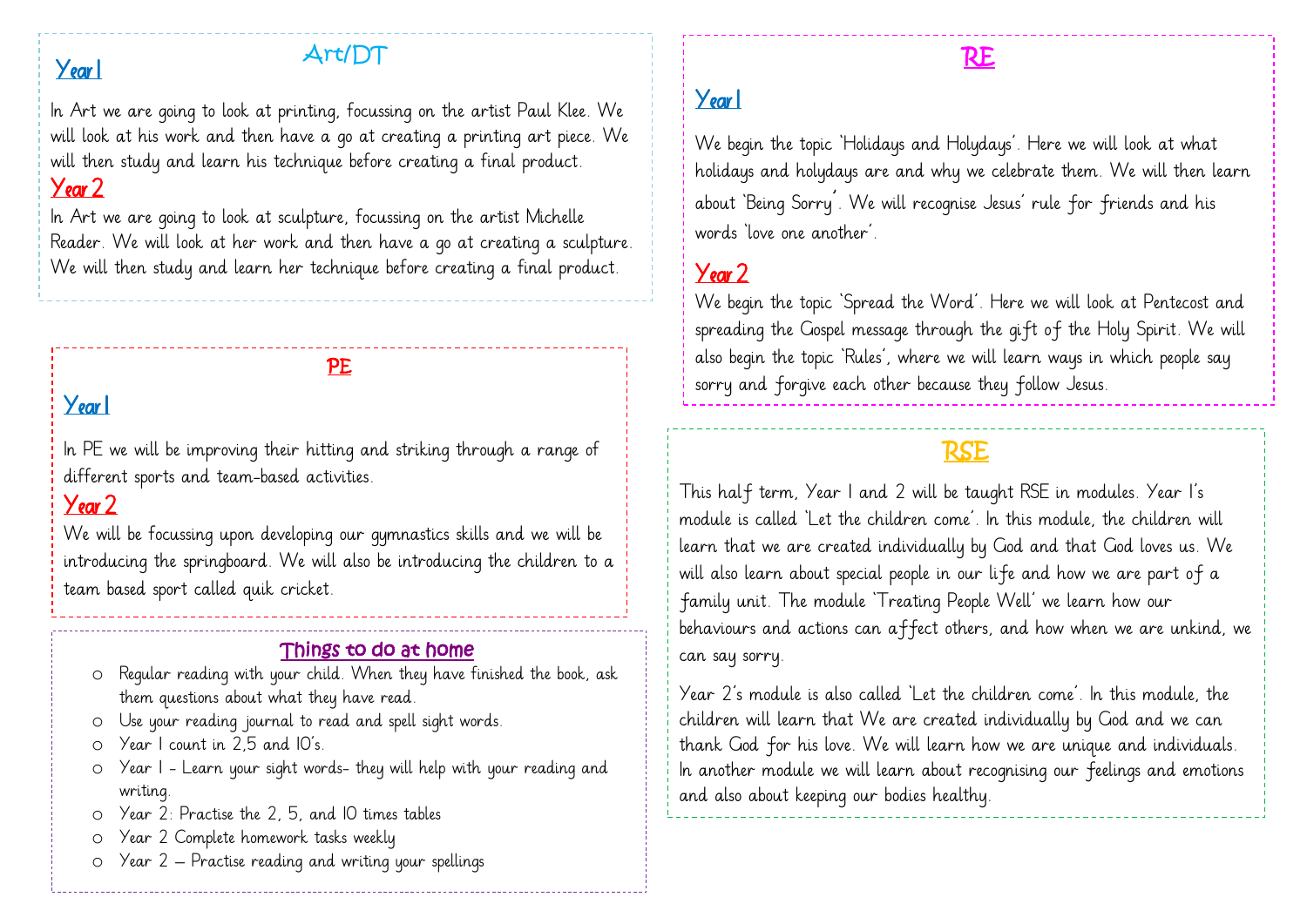## Art/DT

### Year 1

In Art we are going to look at printing, focussing on the artist Paul Klee. We will look at his work and then have a go at creating a printing art piece. We will then study and learn his technique before creating a final product.

### Year 2

In Art we are going to look at sculpture, focussing on the artist Michelle Reader. We will look at her work and then have a go at creating a sculpture. We will then study and learn her technique before creating a final product.

## PE

### Year 1

In PE we will be improving their hitting and striking through a range of different sports and team-based activities.

### Year 2

We will be focussing upon developing our gymnastics skills and we will be introducing the springboard. We will also be introducing the children to a team based sport called quik cricket.

## Things to do at home

- Regular reading with your child. When they have finished the book, ask them questions about what they have read.
- Use your reading journal to read and spell sight words.
- Year 1 count in 2,5 and 10's.
- Year 1 - Learn your sight words- they will help with your reading and writing.
- Year 2: Practise the 2, 5, and 10 times tables
- Year 2 Complete homework tasks weekly
- Year 2 – Practise reading and writing your spellings

## RE

### Year 1

We begin the topic 'Holidays and Holydays'. Here we will look at what holidays and holydays are and why we celebrate them. We will then learn about 'Being Sorry'. We will recognise Jesus' rule for friends and his words 'love one another'.

### Year 2

We begin the topic 'Spread the Word'. Here we will look at Pentecost and spreading the Gospel message through the gift of the Holy Spirit. We will also begin the topic 'Rules', where we will learn ways in which people say sorry and forgive each other because they follow Jesus.

## RSE

This half term, Year 1 and 2 will be taught RSE in modules. Year 1's module is called 'Let the children come'. In this module, the children will learn that we are created individually by God and that God loves us. We will also learn about special people in our life and how we are part of a family unit. The module 'Treating People Well' we learn how our behaviours and actions can affect others, and how when we are unkind, we can say sorry.

Year 2's module is also called 'Let the children come'. In this module, the children will learn that We are created individually by God and we can thank God for his love. We will learn how we are unique and individuals. In another module we will learn about recognising our feelings and emotions and also about keeping our bodies healthy.